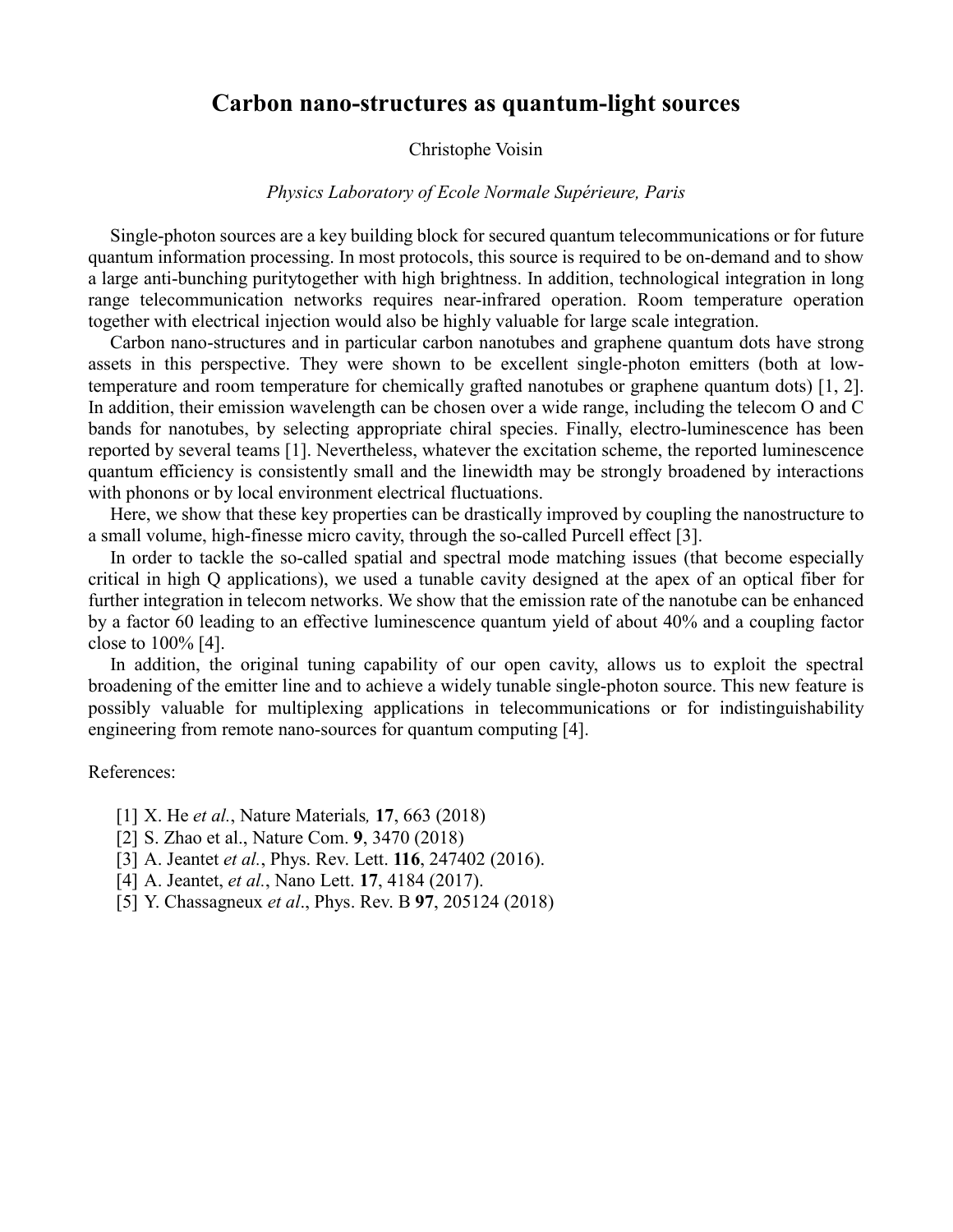# Carbon nano-structures as quantum-light sources

Christophe Voisin

*Physics Laboratory of Ecole Normale Supérieure, Paris*

Single-photon sources are a key building block for secured quantum telecommunications or for future quantum information processing. In most protocols, this source is required to be on-demand and to show a large anti-bunching puritytogether with high brightness. In addition, technological integration in long range telecommunication networks requires near-infrared operation. Room temperature operation together with electrical injection would also be highly valuable for large scale integration.

Carbon nano-structures and in particular carbon nanotubes and graphene quantum dots have strong assets in this perspective. They were shown to be excellent single-photon emitters (both at low-temperature and room temperature for chemically grafted nanotubes or graphene quantum dots) [1, 2]. In addition, their emission wavelength can be chosen over a wide range, including the telecom O and C bands for nanotubes, by selecting appropriate chiral species. Finally, electro-luminescence has been reported by several teams [1]. Nevertheless, whatever the excitation scheme, the reported luminescence quantum efficiency is consistently small and the linewidth may be strongly broadened by interactions with phonons or by local environment electrical fluctuations.

Here, we show that these key properties can be drastically improved by coupling the nanostructure to a small volume, high-finesse micro cavity, through the so-called Purcell effect [3].

In order to tackle the so-called spatial and spectral mode matching issues (that become especially critical in high Q applications), we used a tunable cavity designed at the apex of an optical fiber for further integration in telecom networks. We show that the emission rate of the nanotube can be enhanced by a factor 60 leading to an effective luminescence quantum yield of about 40% and a coupling factor close to 100% [4].

In addition, the original tuning capability of our open cavity, allows us to exploit the spectral broadening of the emitter line and to achieve a widely tunable single-photon source. This new feature is possibly valuable for multiplexing applications in telecommunications or for indistinguishability engineering from remote nano-sources for quantum computing [4].

References:

[1] X. He *et al.*, Nature Materials*,* **17**, 663 (2018)
[2] S. Zhao et al., Nature Com. **9**, 3470 (2018)
[3] A. Jeantet *et al.*, Phys. Rev. Lett. **116**, 247402 (2016).
[4] A. Jeantet, *et al.*, Nano Lett. **17**, 4184 (2017).
[5] Y. Chassagneux *et al*., Phys. Rev. B **97**, 205124 (2018)